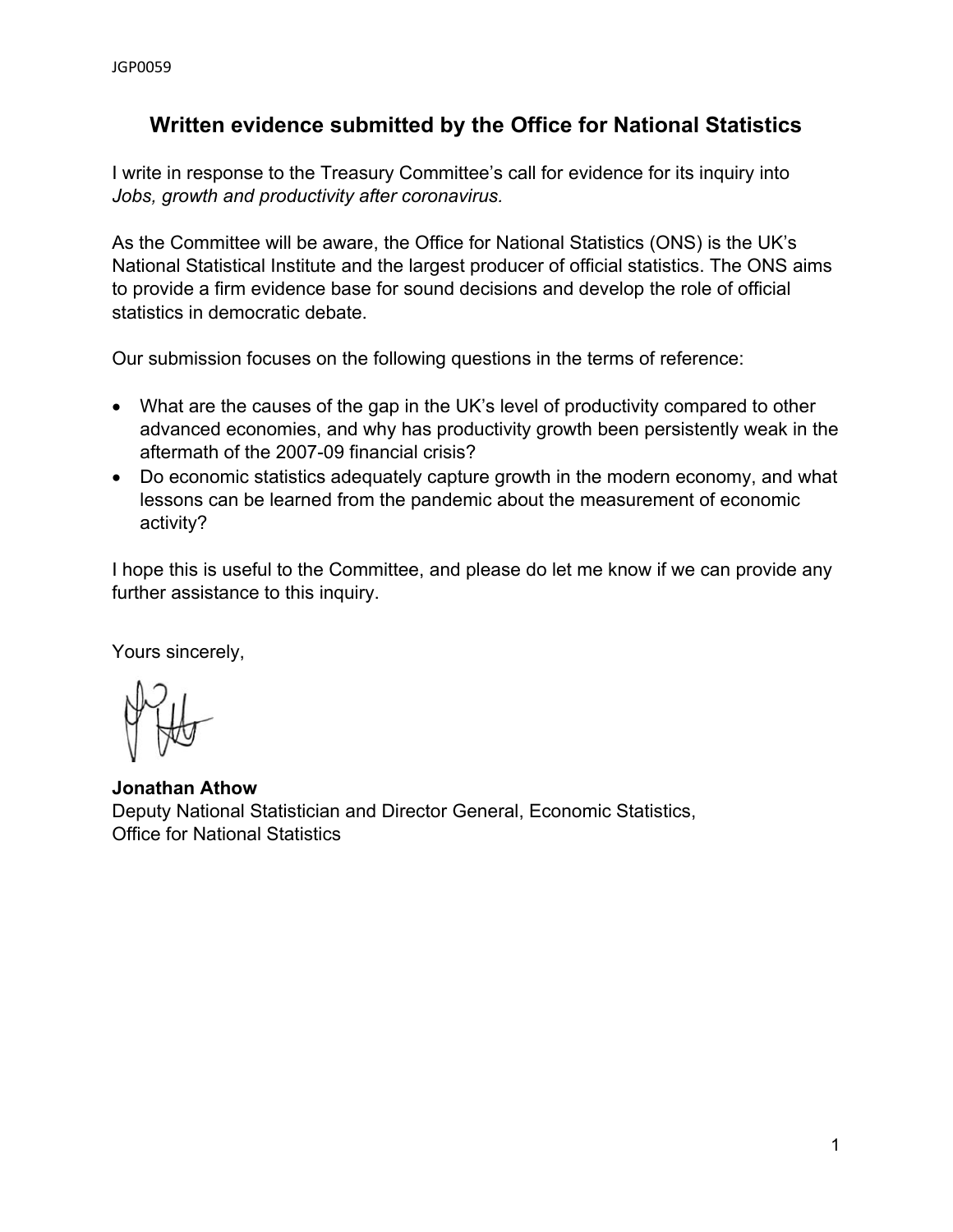JGP0059

# Written evidence submitted by the Office for National Statistics

I write in response to the Treasury Committee's call for evidence for its inquiry into *Jobs, growth and productivity after coronavirus.*

As the Committee will be aware, the Office for National Statistics (ONS) is the UK's National Statistical Institute and the largest producer of official statistics. The ONS aims to provide a firm evidence base for sound decisions and develop the role of official statistics in democratic debate.

Our submission focuses on the following questions in the terms of reference:

- What are the causes of the gap in the UK's level of productivity compared to other advanced economies, and why has productivity growth been persistently weak in the aftermath of the 2007-09 financial crisis?
- Do economic statistics adequately capture growth in the modern economy, and what lessons can be learned from the pandemic about the measurement of economic activity?

I hope this is useful to the Committee, and please do let me know if we can provide any further assistance to this inquiry.

Yours sincerely,

**Jonathan Athow**
Deputy National Statistician and Director General, Economic Statistics,
Office for National Statistics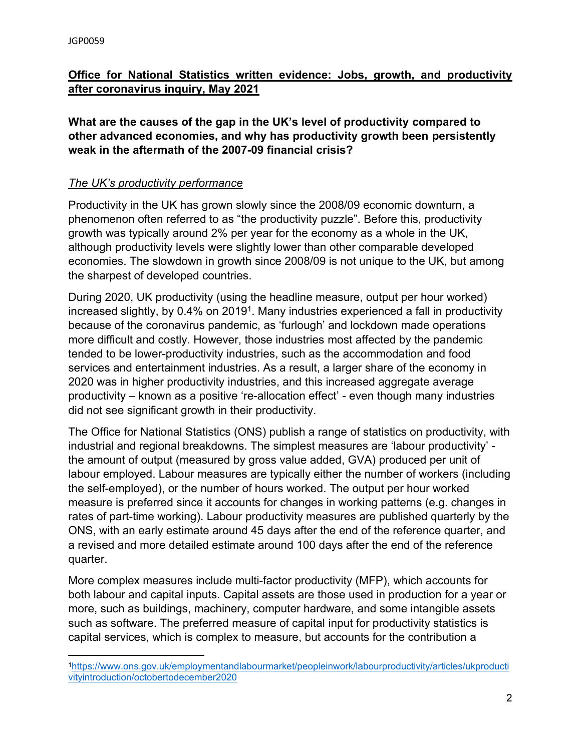## Office for National Statistics written evidence: Jobs, growth, and productivity after coronavirus inquiry, May 2021

### What are the causes of the gap in the UK's level of productivity compared to other advanced economies, and why has productivity growth been persistently weak in the aftermath of the 2007-09 financial crisis?

*The UK's productivity performance*

Productivity in the UK has grown slowly since the 2008/09 economic downturn, a phenomenon often referred to as "the productivity puzzle". Before this, productivity growth was typically around 2% per year for the economy as a whole in the UK, although productivity levels were slightly lower than other comparable developed economies. The slowdown in growth since 2008/09 is not unique to the UK, but among the sharpest of developed countries.

During 2020, UK productivity (using the headline measure, output per hour worked) increased slightly, by 0.4% on 2019[1]. Many industries experienced a fall in productivity because of the coronavirus pandemic, as 'furlough' and lockdown made operations more difficult and costly. However, those industries most affected by the pandemic tended to be lower-productivity industries, such as the accommodation and food services and entertainment industries. As a result, a larger share of the economy in 2020 was in higher productivity industries, and this increased aggregate average productivity – known as a positive 're-allocation effect' - even though many industries did not see significant growth in their productivity.

The Office for National Statistics (ONS) publish a range of statistics on productivity, with industrial and regional breakdowns. The simplest measures are 'labour productivity' - the amount of output (measured by gross value added, GVA) produced per unit of labour employed. Labour measures are typically either the number of workers (including the self-employed), or the number of hours worked. The output per hour worked measure is preferred since it accounts for changes in working patterns (e.g. changes in rates of part-time working). Labour productivity measures are published quarterly by the ONS, with an early estimate around 45 days after the end of the reference quarter, and a revised and more detailed estimate around 100 days after the end of the reference quarter.

More complex measures include multi-factor productivity (MFP), which accounts for both labour and capital inputs. Capital assets are those used in production for a year or more, such as buildings, machinery, computer hardware, and some intangible assets such as software. The preferred measure of capital input for productivity statistics is capital services, which is complex to measure, but accounts for the contribution a

---

[1] https://www.ons.gov.uk/employmentandlabourmarket/peopleinwork/labourproductivity/articles/ukproductivityintroduction/octobertodecember2020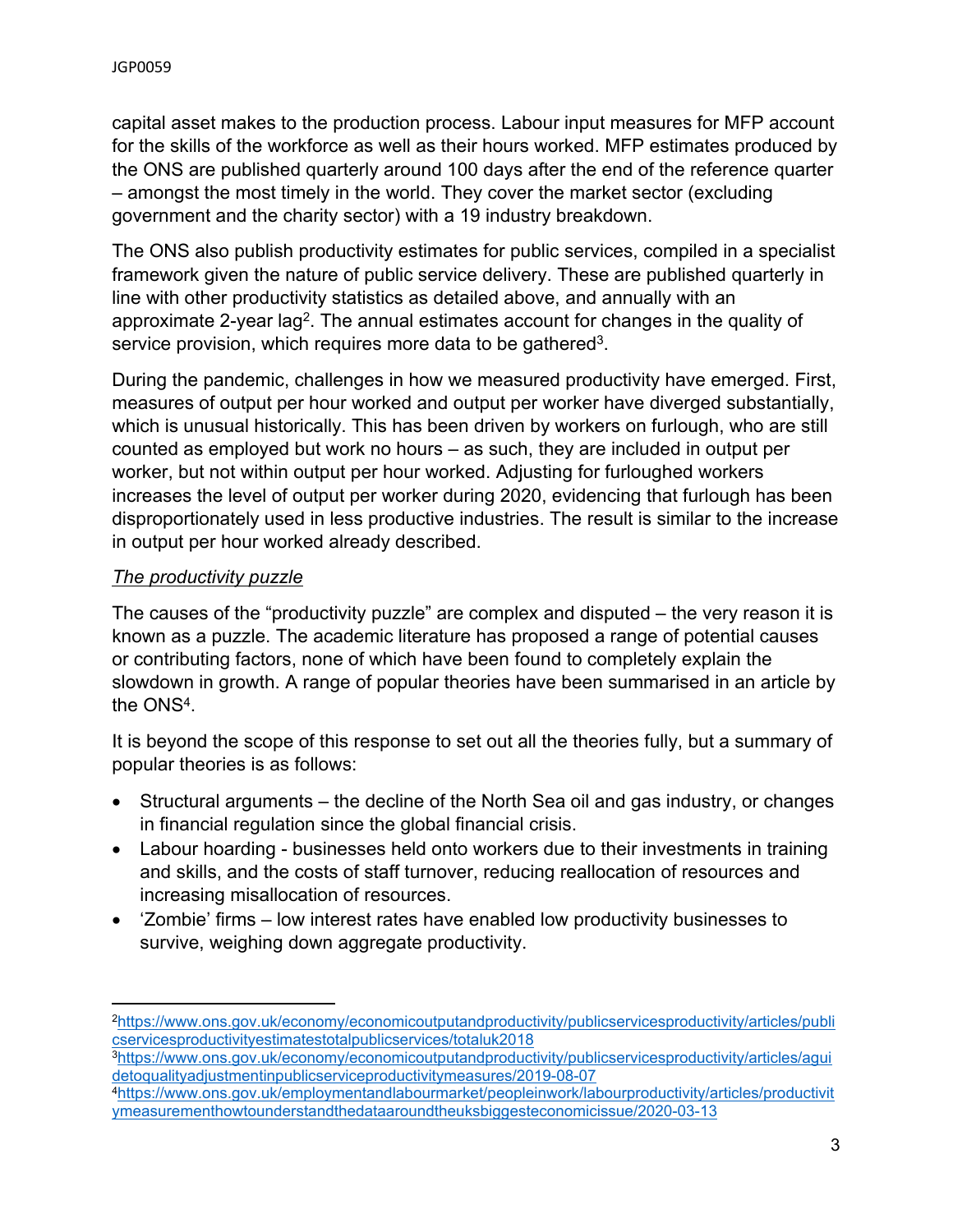capital asset makes to the production process. Labour input measures for MFP account for the skills of the workforce as well as their hours worked. MFP estimates produced by the ONS are published quarterly around 100 days after the end of the reference quarter – amongst the most timely in the world. They cover the market sector (excluding government and the charity sector) with a 19 industry breakdown.

The ONS also publish productivity estimates for public services, compiled in a specialist framework given the nature of public service delivery. These are published quarterly in line with other productivity statistics as detailed above, and annually with an approximate 2-year lag[2]. The annual estimates account for changes in the quality of service provision, which requires more data to be gathered[3].

During the pandemic, challenges in how we measured productivity have emerged. First, measures of output per hour worked and output per worker have diverged substantially, which is unusual historically. This has been driven by workers on furlough, who are still counted as employed but work no hours – as such, they are included in output per worker, but not within output per hour worked. Adjusting for furloughed workers increases the level of output per worker during 2020, evidencing that furlough has been disproportionately used in less productive industries. The result is similar to the increase in output per hour worked already described.

*The productivity puzzle*

The causes of the "productivity puzzle" are complex and disputed – the very reason it is known as a puzzle. The academic literature has proposed a range of potential causes or contributing factors, none of which have been found to completely explain the slowdown in growth. A range of popular theories have been summarised in an article by the ONS[4].

It is beyond the scope of this response to set out all the theories fully, but a summary of popular theories is as follows:

- Structural arguments – the decline of the North Sea oil and gas industry, or changes in financial regulation since the global financial crisis.
- Labour hoarding - businesses held onto workers due to their investments in training and skills, and the costs of staff turnover, reducing reallocation of resources and increasing misallocation of resources.
- 'Zombie' firms – low interest rates have enabled low productivity businesses to survive, weighing down aggregate productivity.

---

[2] https://www.ons.gov.uk/economy/economicoutputandproductivity/publicservicesproductivity/articles/publicservicesproductivityestimatestotalpublicservices/totaluk2018

[3] https://www.ons.gov.uk/economy/economicoutputandproductivity/publicservicesproductivity/articles/aguidetoqualityadjustmentinpublicserviceproductivitymeasures/2019-08-07

[4] https://www.ons.gov.uk/employmentandlabourmarket/peopleinwork/labourproductivity/articles/productivitymeasurementhowtounderstandthedataaroundtheuksbiggesteconomicissue/2020-03-13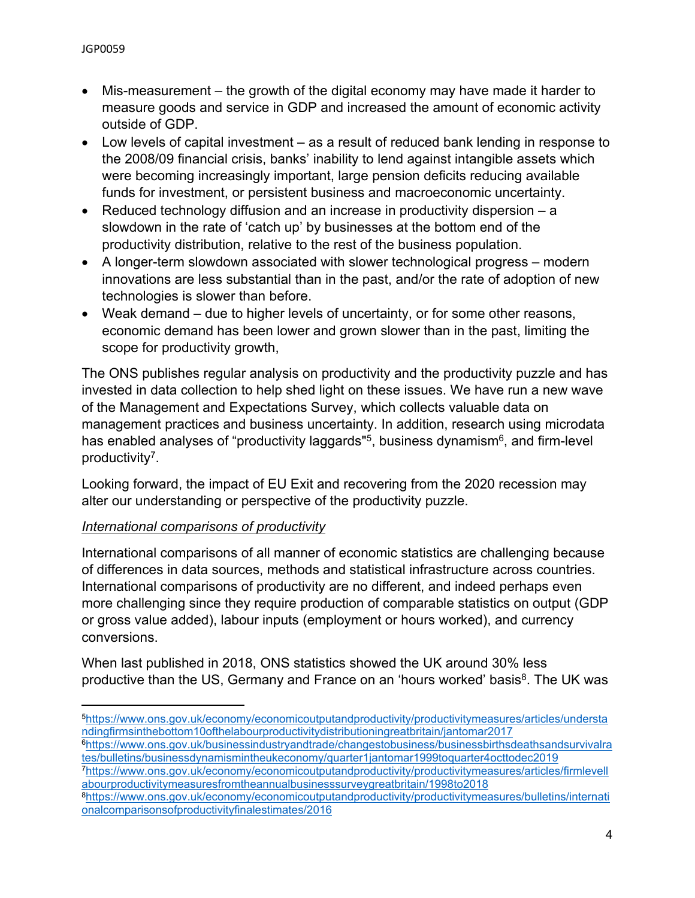- Mis-measurement – the growth of the digital economy may have made it harder to measure goods and service in GDP and increased the amount of economic activity outside of GDP.
- Low levels of capital investment – as a result of reduced bank lending in response to the 2008/09 financial crisis, banks' inability to lend against intangible assets which were becoming increasingly important, large pension deficits reducing available funds for investment, or persistent business and macroeconomic uncertainty.
- Reduced technology diffusion and an increase in productivity dispersion – a slowdown in the rate of 'catch up' by businesses at the bottom end of the productivity distribution, relative to the rest of the business population.
- A longer-term slowdown associated with slower technological progress – modern innovations are less substantial than in the past, and/or the rate of adoption of new technologies is slower than before.
- Weak demand – due to higher levels of uncertainty, or for some other reasons, economic demand has been lower and grown slower than in the past, limiting the scope for productivity growth,

The ONS publishes regular analysis on productivity and the productivity puzzle and has invested in data collection to help shed light on these issues. We have run a new wave of the Management and Expectations Survey, which collects valuable data on management practices and business uncertainty. In addition, research using microdata has enabled analyses of "productivity laggards"[5], business dynamism[6], and firm-level productivity[7].

Looking forward, the impact of EU Exit and recovering from the 2020 recession may alter our understanding or perspective of the productivity puzzle.

*International comparisons of productivity*

International comparisons of all manner of economic statistics are challenging because of differences in data sources, methods and statistical infrastructure across countries. International comparisons of productivity are no different, and indeed perhaps even more challenging since they require production of comparable statistics on output (GDP or gross value added), labour inputs (employment or hours worked), and currency conversions.

When last published in 2018, ONS statistics showed the UK around 30% less productive than the US, Germany and France on an 'hours worked' basis[8]. The UK was

---

[5] https://www.ons.gov.uk/economy/economicoutputandproductivity/productivitymeasures/articles/understandingfirmsinthebottom10ofthelabourproductivitydistributioningreatbritain/jantomar2017

[6] https://www.ons.gov.uk/businessindustryandtrade/changestobusiness/businessbirthsdeathsandsurvivalrates/bulletins/businessdynamismintheukeconomy/quarter1jantomar1999toquarter4octtodec2019

[7] https://www.ons.gov.uk/economy/economicoutputandproductivity/productivitymeasures/articles/firmlevellabourproductivitymeasuresfromtheannualbusinesssurveygreatbritain/1998to2018

[8] https://www.ons.gov.uk/economy/economicoutputandproductivity/productivitymeasures/bulletins/internationalcomparisonsofproductivityfinalestimates/2016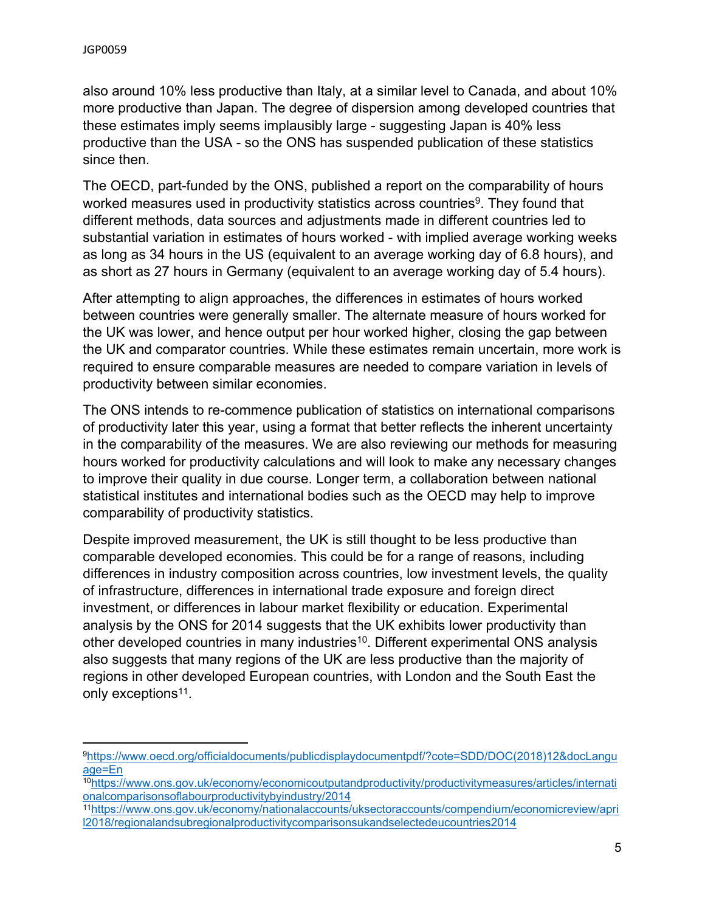also around 10% less productive than Italy, at a similar level to Canada, and about 10% more productive than Japan. The degree of dispersion among developed countries that these estimates imply seems implausibly large - suggesting Japan is 40% less productive than the USA - so the ONS has suspended publication of these statistics since then.

The OECD, part-funded by the ONS, published a report on the comparability of hours worked measures used in productivity statistics across countries[9]. They found that different methods, data sources and adjustments made in different countries led to substantial variation in estimates of hours worked - with implied average working weeks as long as 34 hours in the US (equivalent to an average working day of 6.8 hours), and as short as 27 hours in Germany (equivalent to an average working day of 5.4 hours).

After attempting to align approaches, the differences in estimates of hours worked between countries were generally smaller. The alternate measure of hours worked for the UK was lower, and hence output per hour worked higher, closing the gap between the UK and comparator countries. While these estimates remain uncertain, more work is required to ensure comparable measures are needed to compare variation in levels of productivity between similar economies.

The ONS intends to re-commence publication of statistics on international comparisons of productivity later this year, using a format that better reflects the inherent uncertainty in the comparability of the measures. We are also reviewing our methods for measuring hours worked for productivity calculations and will look to make any necessary changes to improve their quality in due course. Longer term, a collaboration between national statistical institutes and international bodies such as the OECD may help to improve comparability of productivity statistics.

Despite improved measurement, the UK is still thought to be less productive than comparable developed economies. This could be for a range of reasons, including differences in industry composition across countries, low investment levels, the quality of infrastructure, differences in international trade exposure and foreign direct investment, or differences in labour market flexibility or education. Experimental analysis by the ONS for 2014 suggests that the UK exhibits lower productivity than other developed countries in many industries[10]. Different experimental ONS analysis also suggests that many regions of the UK are less productive than the majority of regions in other developed European countries, with London and the South East the only exceptions[11].

---

[9] https://www.oecd.org/officialdocuments/publicdisplaydocumentpdf/?cote=SDD/DOC(2018)12&docLanguage=En

[10] https://www.ons.gov.uk/economy/economicoutputandproductivity/productivitymeasures/articles/internationalcomparisonsoflabourproductivitybyindustry/2014

[11] https://www.ons.gov.uk/economy/nationalaccounts/uksectoraccounts/compendium/economicreview/april2018/regionalandsubregionalproductivitycomparisonsukandselectedeucountries2014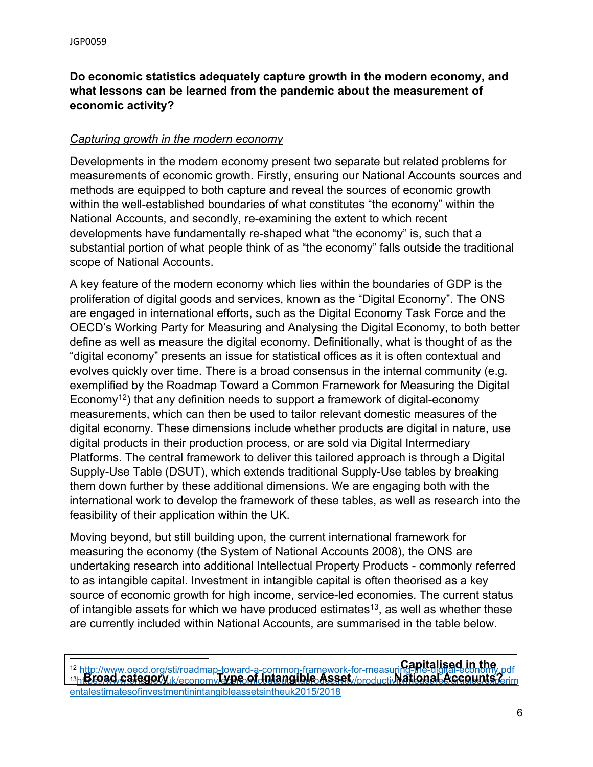**Do economic statistics adequately capture growth in the modern economy, and what lessons can be learned from the pandemic about the measurement of economic activity?**

*Capturing growth in the modern economy*

Developments in the modern economy present two separate but related problems for measurements of economic growth. Firstly, ensuring our National Accounts sources and methods are equipped to both capture and reveal the sources of economic growth within the well-established boundaries of what constitutes "the economy" within the National Accounts, and secondly, re-examining the extent to which recent developments have fundamentally re-shaped what "the economy" is, such that a substantial portion of what people think of as "the economy" falls outside the traditional scope of National Accounts.

A key feature of the modern economy which lies within the boundaries of GDP is the proliferation of digital goods and services, known as the "Digital Economy". The ONS are engaged in international efforts, such as the Digital Economy Task Force and the OECD's Working Party for Measuring and Analysing the Digital Economy, to both better define as well as measure the digital economy. Definitionally, what is thought of as the "digital economy" presents an issue for statistical offices as it is often contextual and evolves quickly over time. There is a broad consensus in the internal community (e.g. exemplified by the Roadmap Toward a Common Framework for Measuring the Digital Economy[12]) that any definition needs to support a framework of digital-economy measurements, which can then be used to tailor relevant domestic measures of the digital economy. These dimensions include whether products are digital in nature, use digital products in their production process, or are sold via Digital Intermediary Platforms. The central framework to deliver this tailored approach is through a Digital Supply-Use Table (DSUT), which extends traditional Supply-Use tables by breaking them down further by these additional dimensions. We are engaging both with the international work to develop the framework of these tables, as well as research into the feasibility of their application within the UK.

Moving beyond, but still building upon, the current international framework for measuring the economy (the System of National Accounts 2008), the ONS are undertaking research into additional Intellectual Property Products - commonly referred to as intangible capital. Investment in intangible capital is often theorised as a key source of economic growth for high income, service-led economies. The current status of intangible assets for which we have produced estimates[13], as well as whether these are currently included within National Accounts, are summarised in the table below.

| Broad category | Type of Intangible Asset | Capitalised in the National Accounts? |
|---|---|---|

[12] http://www.oecd.org/sti/roadmap-toward-a-common-framework-for-measuring-the-digital-economy.pdf

[13] https://www.ons.gov.uk/economy/economicoutputandproductivity/productivitymeasures/articles/experimentalestimatesofinvestmentinintangibleassetsintheuk2015/2018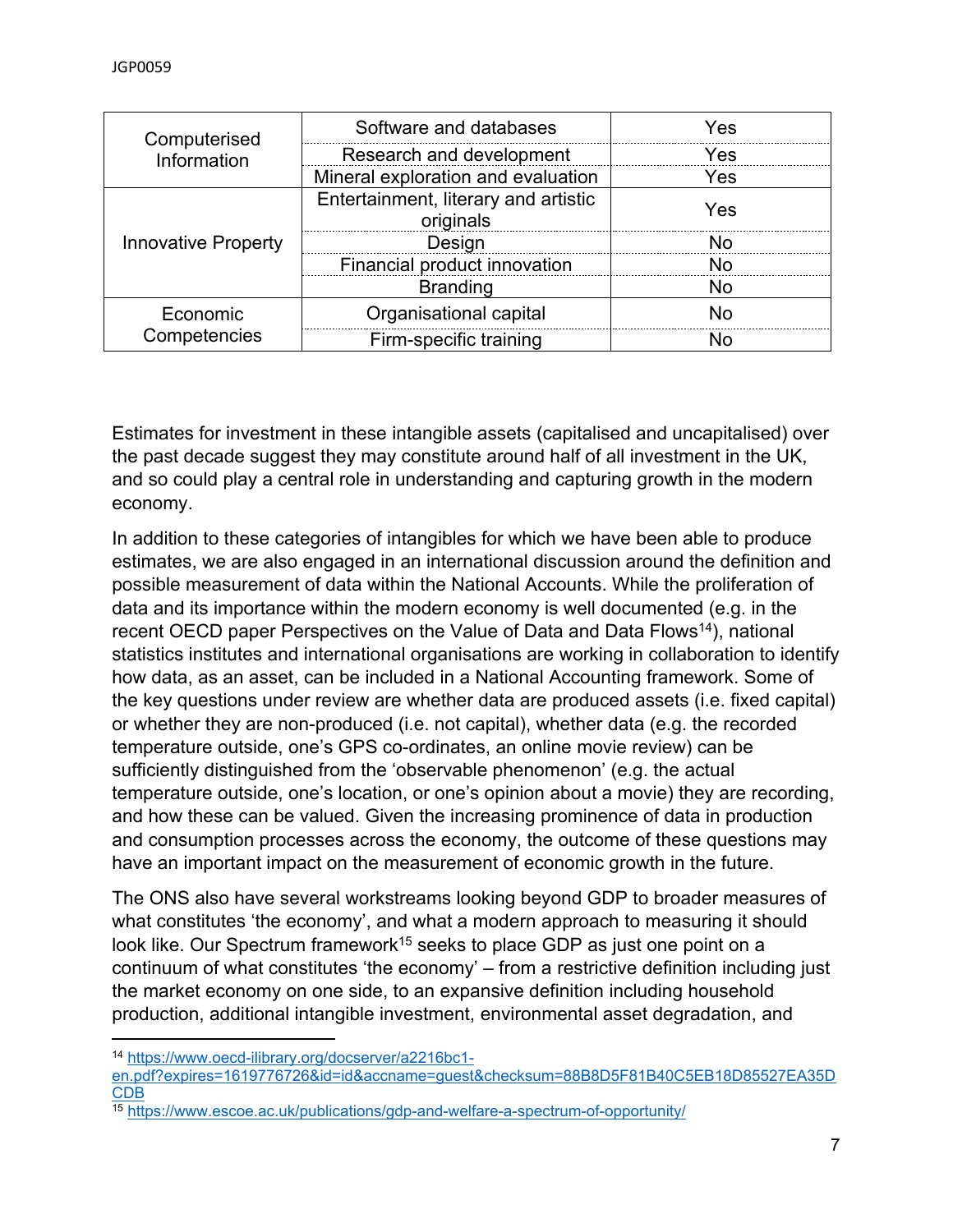| | | |
|---|---|---|
| Computerised Information | Software and databases | Yes |
| | Research and development | Yes |
| | Mineral exploration and evaluation | Yes |
| Innovative Property | Entertainment, literary and artistic originals | Yes |
| | Design | No |
| | Financial product innovation | No |
| | Branding | No |
| Economic Competencies | Organisational capital | No |
| | Firm-specific training | No |

Estimates for investment in these intangible assets (capitalised and uncapitalised) over the past decade suggest they may constitute around half of all investment in the UK, and so could play a central role in understanding and capturing growth in the modern economy.

In addition to these categories of intangibles for which we have been able to produce estimates, we are also engaged in an international discussion around the definition and possible measurement of data within the National Accounts. While the proliferation of data and its importance within the modern economy is well documented (e.g. in the recent OECD paper Perspectives on the Value of Data and Data Flows[14]), national statistics institutes and international organisations are working in collaboration to identify how data, as an asset, can be included in a National Accounting framework. Some of the key questions under review are whether data are produced assets (i.e. fixed capital) or whether they are non-produced (i.e. not capital), whether data (e.g. the recorded temperature outside, one's GPS co-ordinates, an online movie review) can be sufficiently distinguished from the 'observable phenomenon' (e.g. the actual temperature outside, one's location, or one's opinion about a movie) they are recording, and how these can be valued. Given the increasing prominence of data in production and consumption processes across the economy, the outcome of these questions may have an important impact on the measurement of economic growth in the future.

The ONS also have several workstreams looking beyond GDP to broader measures of what constitutes 'the economy', and what a modern approach to measuring it should look like. Our Spectrum framework[15] seeks to place GDP as just one point on a continuum of what constitutes 'the economy' – from a restrictive definition including just the market economy on one side, to an expansive definition including household production, additional intangible investment, environmental asset degradation, and

---

[14] https://www.oecd-ilibrary.org/docserver/a2216bc1-en.pdf?expires=1619776726&id=id&accname=guest&checksum=88B8D5F81B40C5EB18D85527EA35DCDB

[15] https://www.escoe.ac.uk/publications/gdp-and-welfare-a-spectrum-of-opportunity/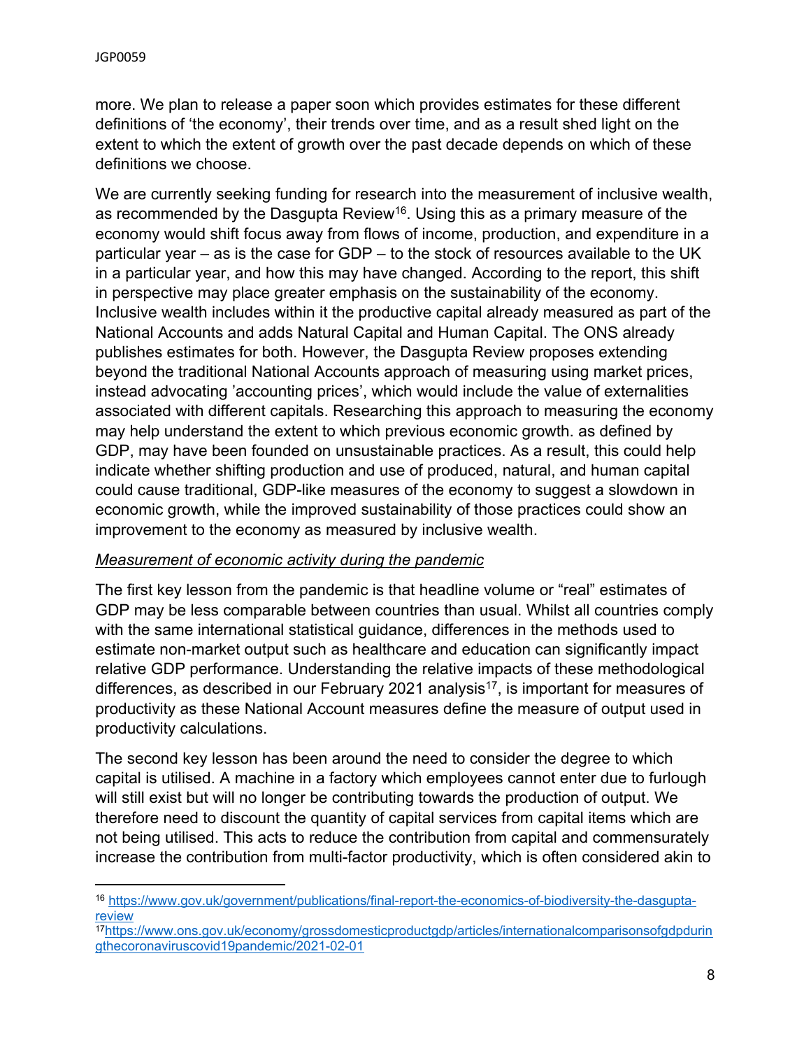more. We plan to release a paper soon which provides estimates for these different definitions of 'the economy', their trends over time, and as a result shed light on the extent to which the extent of growth over the past decade depends on which of these definitions we choose.

We are currently seeking funding for research into the measurement of inclusive wealth, as recommended by the Dasgupta Review[16]. Using this as a primary measure of the economy would shift focus away from flows of income, production, and expenditure in a particular year – as is the case for GDP – to the stock of resources available to the UK in a particular year, and how this may have changed. According to the report, this shift in perspective may place greater emphasis on the sustainability of the economy. Inclusive wealth includes within it the productive capital already measured as part of the National Accounts and adds Natural Capital and Human Capital. The ONS already publishes estimates for both. However, the Dasgupta Review proposes extending beyond the traditional National Accounts approach of measuring using market prices, instead advocating 'accounting prices', which would include the value of externalities associated with different capitals. Researching this approach to measuring the economy may help understand the extent to which previous economic growth. as defined by GDP, may have been founded on unsustainable practices. As a result, this could help indicate whether shifting production and use of produced, natural, and human capital could cause traditional, GDP-like measures of the economy to suggest a slowdown in economic growth, while the improved sustainability of those practices could show an improvement to the economy as measured by inclusive wealth.

*Measurement of economic activity during the pandemic*

The first key lesson from the pandemic is that headline volume or "real" estimates of GDP may be less comparable between countries than usual. Whilst all countries comply with the same international statistical guidance, differences in the methods used to estimate non-market output such as healthcare and education can significantly impact relative GDP performance. Understanding the relative impacts of these methodological differences, as described in our February 2021 analysis[17], is important for measures of productivity as these National Account measures define the measure of output used in productivity calculations.

The second key lesson has been around the need to consider the degree to which capital is utilised. A machine in a factory which employees cannot enter due to furlough will still exist but will no longer be contributing towards the production of output. We therefore need to discount the quantity of capital services from capital items which are not being utilised. This acts to reduce the contribution from capital and commensurately increase the contribution from multi-factor productivity, which is often considered akin to

---

[16] https://www.gov.uk/government/publications/final-report-the-economics-of-biodiversity-the-dasgupta-review

[17] https://www.ons.gov.uk/economy/grossdomesticproductgdp/articles/internationalcomparisonsofgdpduringthecoronaviruscovid19pandemic/2021-02-01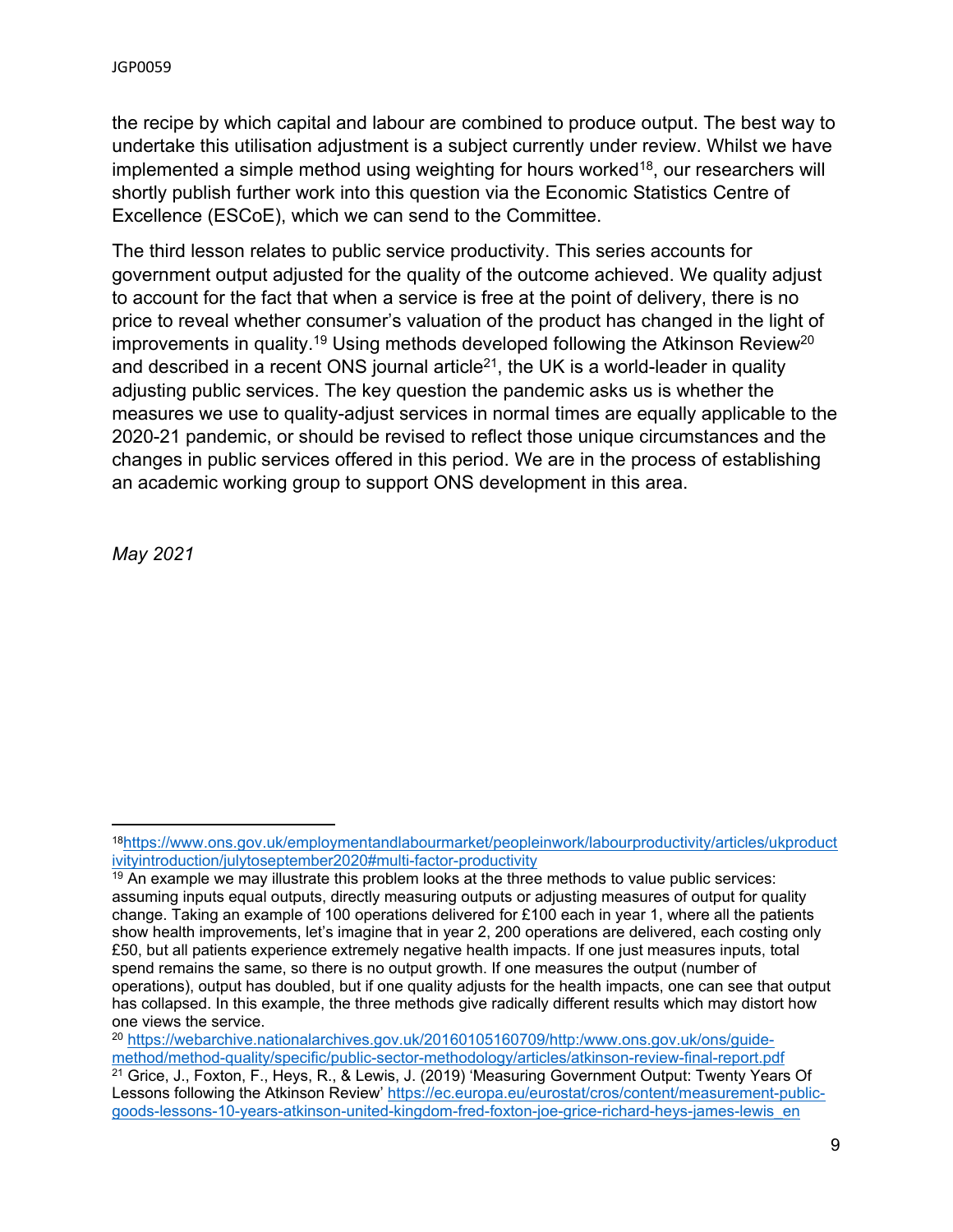the recipe by which capital and labour are combined to produce output. The best way to undertake this utilisation adjustment is a subject currently under review. Whilst we have implemented a simple method using weighting for hours worked[18], our researchers will shortly publish further work into this question via the Economic Statistics Centre of Excellence (ESCoE), which we can send to the Committee.

The third lesson relates to public service productivity. This series accounts for government output adjusted for the quality of the outcome achieved. We quality adjust to account for the fact that when a service is free at the point of delivery, there is no price to reveal whether consumer's valuation of the product has changed in the light of improvements in quality.[19] Using methods developed following the Atkinson Review[20] and described in a recent ONS journal article[21], the UK is a world-leader in quality adjusting public services. The key question the pandemic asks us is whether the measures we use to quality-adjust services in normal times are equally applicable to the 2020-21 pandemic, or should be revised to reflect those unique circumstances and the changes in public services offered in this period. We are in the process of establishing an academic working group to support ONS development in this area.

*May 2021*

---

[18] https://www.ons.gov.uk/employmentandlabourmarket/peopleinwork/labourproductivity/articles/ukproductivityintroduction/julytoseptember2020#multi-factor-productivity

[19] An example we may illustrate this problem looks at the three methods to value public services: assuming inputs equal outputs, directly measuring outputs or adjusting measures of output for quality change. Taking an example of 100 operations delivered for £100 each in year 1, where all the patients show health improvements, let's imagine that in year 2, 200 operations are delivered, each costing only £50, but all patients experience extremely negative health impacts. If one just measures inputs, total spend remains the same, so there is no output growth. If one measures the output (number of operations), output has doubled, but if one quality adjusts for the health impacts, one can see that output has collapsed. In this example, the three methods give radically different results which may distort how one views the service.

[20] https://webarchive.nationalarchives.gov.uk/20160105160709/http:/www.ons.gov.uk/ons/guide-method/method-quality/specific/public-sector-methodology/articles/atkinson-review-final-report.pdf

[21] Grice, J., Foxton, F., Heys, R., & Lewis, J. (2019) 'Measuring Government Output: Twenty Years Of Lessons following the Atkinson Review' https://ec.europa.eu/eurostat/cros/content/measurement-public-goods-lessons-10-years-atkinson-united-kingdom-fred-foxton-joe-grice-richard-heys-james-lewis_en